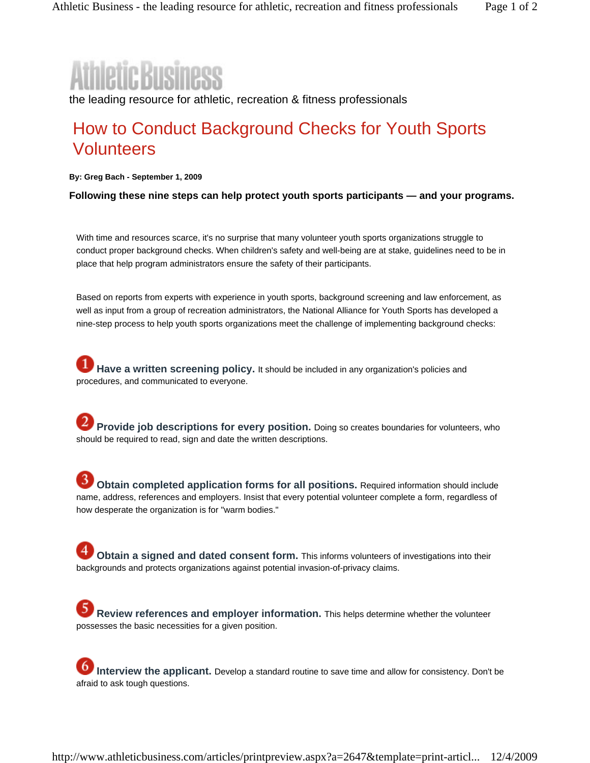# Athletic Business

the leading resource for athletic, recreation & fitness professionals

## How to Conduct Background Checks for Youth Sports Volunteers

**By: Greg Bach - September 1, 2009**

**Following these nine steps can help protect youth sports participants — and your programs.**

With time and resources scarce, it's no surprise that many volunteer youth sports organizations struggle to conduct proper background checks. When children's safety and well-being are at stake, guidelines need to be in place that help program administrators ensure the safety of their participants.

Based on reports from experts with experience in youth sports, background screening and law enforcement, as well as input from a group of recreation administrators, the National Alliance for Youth Sports has developed a nine-step process to help youth sports organizations meet the challenge of implementing background checks:

1. **Have a written screening policy.** It should be included in any organization's policies and procedures, and communicated to everyone.

2. **Provide job descriptions for every position.** Doing so creates boundaries for volunteers, who should be required to read, sign and date the written descriptions.

3. **Obtain completed application forms for all positions.** Required information should include name, address, references and employers. Insist that every potential volunteer complete a form, regardless of how desperate the organization is for "warm bodies."

4. **Obtain a signed and dated consent form.** This informs volunteers of investigations into their backgrounds and protects organizations against potential invasion-of-privacy claims.

5. **Review references and employer information.** This helps determine whether the volunteer possesses the basic necessities for a given position.

6. **Interview the applicant.** Develop a standard routine to save time and allow for consistency. Don't be afraid to ask tough questions.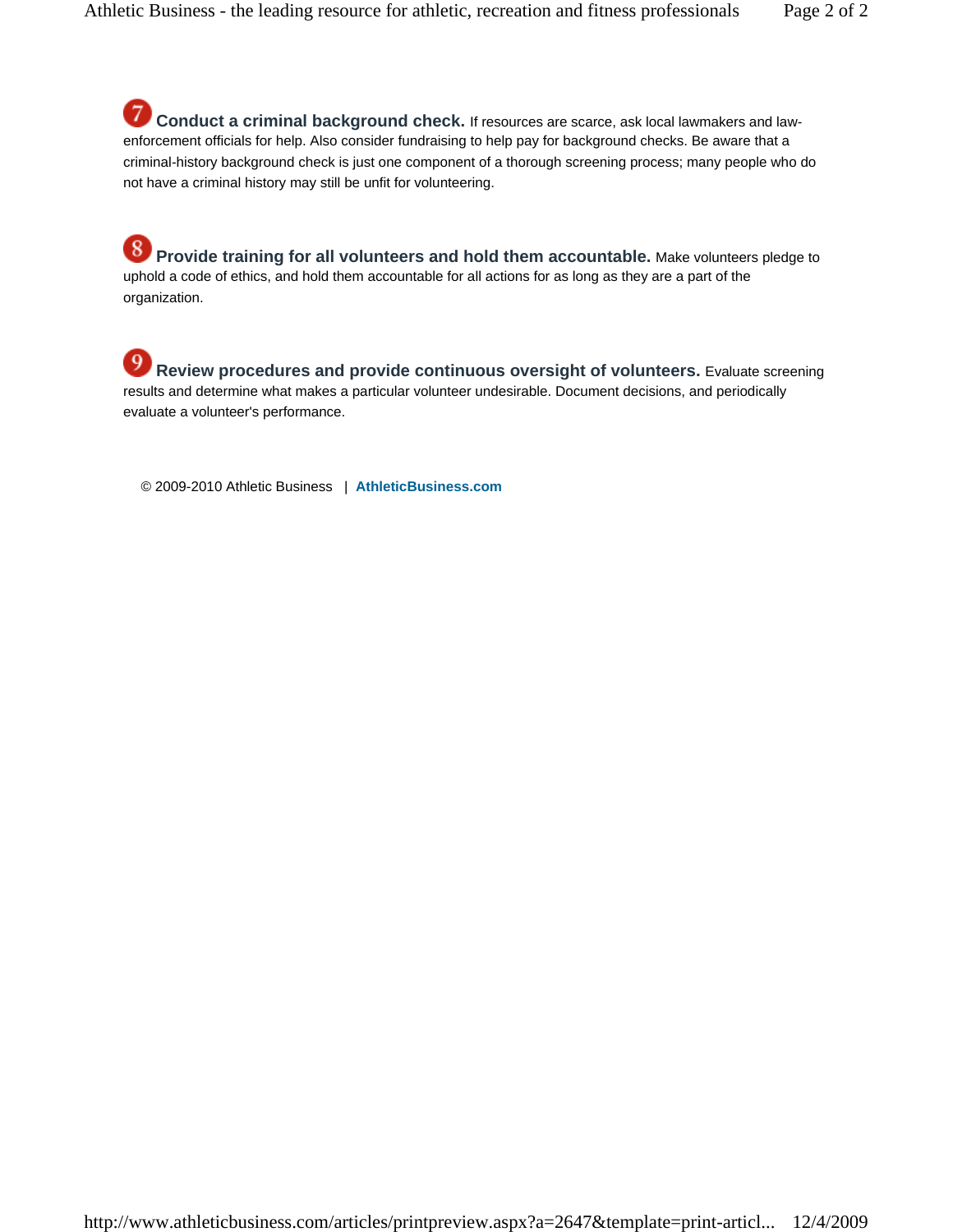7. **Conduct a criminal background check.** If resources are scarce, ask local lawmakers and law-enforcement officials for help. Also consider fundraising to help pay for background checks. Be aware that a criminal-history background check is just one component of a thorough screening process; many people who do not have a criminal history may still be unfit for volunteering.

8. **Provide training for all volunteers and hold them accountable.** Make volunteers pledge to uphold a code of ethics, and hold them accountable for all actions for as long as they are a part of the organization.

9. **Review procedures and provide continuous oversight of volunteers.** Evaluate screening results and determine what makes a particular volunteer undesirable. Document decisions, and periodically evaluate a volunteer's performance.

© 2009-2010 Athletic Business | **AthleticBusiness.com**